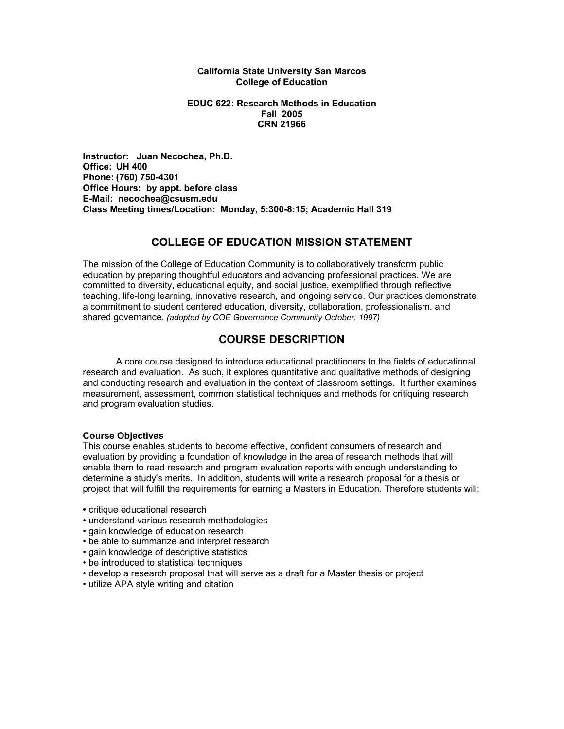**California State University San Marcos**
**College of Education**

**EDUC 622: Research Methods in Education**
**Fall 2005**
**CRN 21966**

**Instructor: Juan Necochea, Ph.D.**
**Office: UH 400**
**Phone: (760) 750-4301**
**Office Hours: by appt. before class**
**E-Mail: necochea@csusm.edu**
**Class Meeting times/Location: Monday, 5:300-8:15; Academic Hall 319**

## COLLEGE OF EDUCATION MISSION STATEMENT

The mission of the College of Education Community is to collaboratively transform public education by preparing thoughtful educators and advancing professional practices. We are committed to diversity, educational equity, and social justice, exemplified through reflective teaching, life-long learning, innovative research, and ongoing service. Our practices demonstrate a commitment to student centered education, diversity, collaboration, professionalism, and shared governance. *(adopted by COE Governance Community October, 1997)*

## COURSE DESCRIPTION

A core course designed to introduce educational practitioners to the fields of educational research and evaluation. As such, it explores quantitative and qualitative methods of designing and conducting research and evaluation in the context of classroom settings. It further examines measurement, assessment, common statistical techniques and methods for critiquing research and program evaluation studies.

### Course Objectives

This course enables students to become effective, confident consumers of research and evaluation by providing a foundation of knowledge in the area of research methods that will enable them to read research and program evaluation reports with enough understanding to determine a study's merits. In addition, students will write a research proposal for a thesis or project that will fulfill the requirements for earning a Masters in Education. Therefore students will:

- critique educational research
- understand various research methodologies
- gain knowledge of education research
- be able to summarize and interpret research
- gain knowledge of descriptive statistics
- be introduced to statistical techniques
- develop a research proposal that will serve as a draft for a Master thesis or project
- utilize APA style writing and citation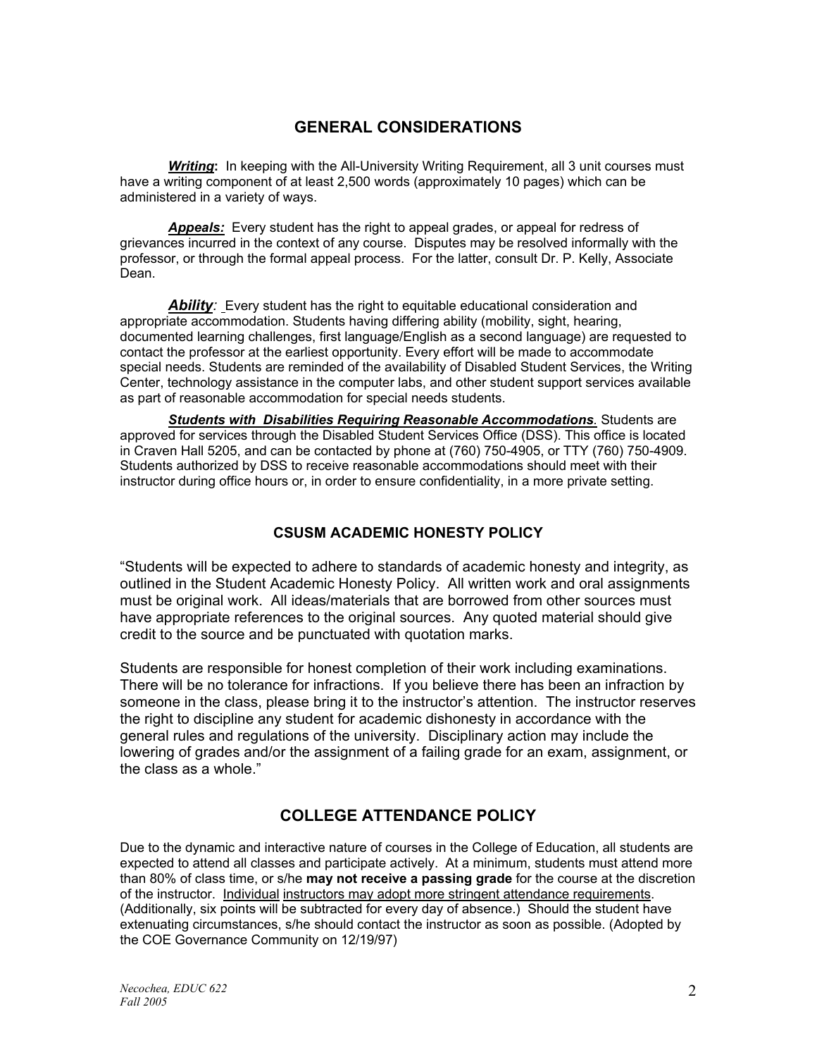## GENERAL CONSIDERATIONS

***Writing*****:** In keeping with the All-University Writing Requirement, all 3 unit courses must have a writing component of at least 2,500 words (approximately 10 pages) which can be administered in a variety of ways.

***Appeals:*** Every student has the right to appeal grades, or appeal for redress of grievances incurred in the context of any course. Disputes may be resolved informally with the professor, or through the formal appeal process. For the latter, consult Dr. P. Kelly, Associate Dean.

***Ability****:* Every student has the right to equitable educational consideration and appropriate accommodation. Students having differing ability (mobility, sight, hearing, documented learning challenges, first language/English as a second language) are requested to contact the professor at the earliest opportunity. Every effort will be made to accommodate special needs. Students are reminded of the availability of Disabled Student Services, the Writing Center, technology assistance in the computer labs, and other student support services available as part of reasonable accommodation for special needs students.

***Students with Disabilities Requiring Reasonable Accommodations***. Students are approved for services through the Disabled Student Services Office (DSS). This office is located in Craven Hall 5205, and can be contacted by phone at (760) 750-4905, or TTY (760) 750-4909. Students authorized by DSS to receive reasonable accommodations should meet with their instructor during office hours or, in order to ensure confidentiality, in a more private setting.

## CSUSM ACADEMIC HONESTY POLICY

"Students will be expected to adhere to standards of academic honesty and integrity, as outlined in the Student Academic Honesty Policy. All written work and oral assignments must be original work. All ideas/materials that are borrowed from other sources must have appropriate references to the original sources. Any quoted material should give credit to the source and be punctuated with quotation marks.

Students are responsible for honest completion of their work including examinations. There will be no tolerance for infractions. If you believe there has been an infraction by someone in the class, please bring it to the instructor's attention. The instructor reserves the right to discipline any student for academic dishonesty in accordance with the general rules and regulations of the university. Disciplinary action may include the lowering of grades and/or the assignment of a failing grade for an exam, assignment, or the class as a whole."

## COLLEGE ATTENDANCE POLICY

Due to the dynamic and interactive nature of courses in the College of Education, all students are expected to attend all classes and participate actively. At a minimum, students must attend more than 80% of class time, or s/he **may not receive a passing grade** for the course at the discretion of the instructor. Individual instructors may adopt more stringent attendance requirements. (Additionally, six points will be subtracted for every day of absence.) Should the student have extenuating circumstances, s/he should contact the instructor as soon as possible. (Adopted by the COE Governance Community on 12/19/97)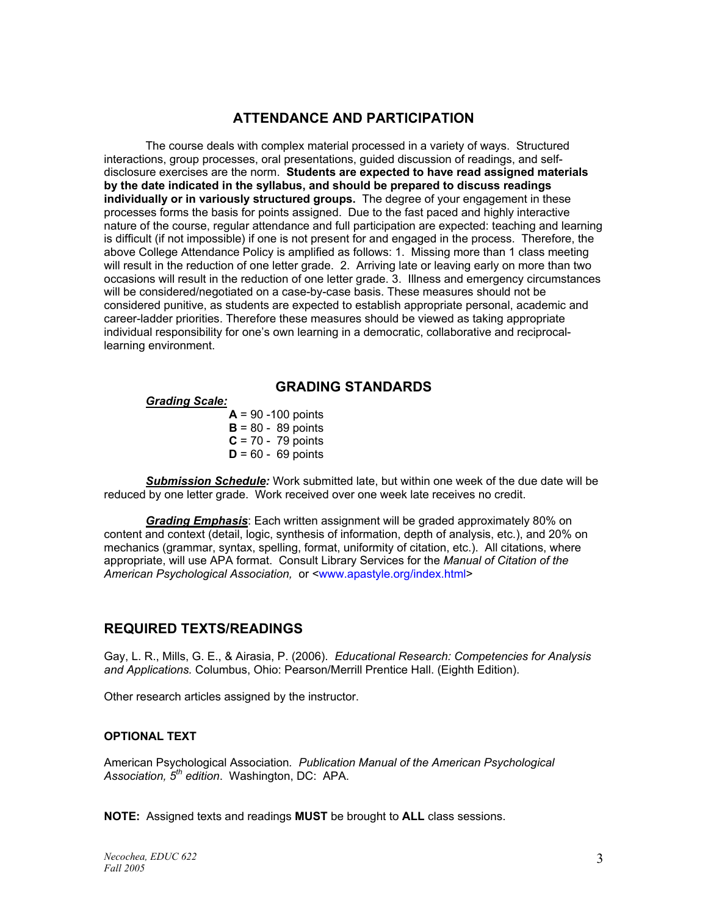## ATTENDANCE AND PARTICIPATION

The course deals with complex material processed in a variety of ways. Structured interactions, group processes, oral presentations, guided discussion of readings, and self-disclosure exercises are the norm. **Students are expected to have read assigned materials by the date indicated in the syllabus, and should be prepared to discuss readings individually or in variously structured groups.** The degree of your engagement in these processes forms the basis for points assigned. Due to the fast paced and highly interactive nature of the course, regular attendance and full participation are expected: teaching and learning is difficult (if not impossible) if one is not present for and engaged in the process. Therefore, the above College Attendance Policy is amplified as follows: 1. Missing more than 1 class meeting will result in the reduction of one letter grade. 2. Arriving late or leaving early on more than two occasions will result in the reduction of one letter grade. 3. Illness and emergency circumstances will be considered/negotiated on a case-by-case basis. These measures should not be considered punitive, as students are expected to establish appropriate personal, academic and career-ladder priorities. Therefore these measures should be viewed as taking appropriate individual responsibility for one's own learning in a democratic, collaborative and reciprocal-learning environment.

## GRADING STANDARDS

***Grading Scale:***

**A** = 90 -100 points
**B** = 80 - 89 points
**C** = 70 - 79 points
**D** = 60 - 69 points

***Submission Schedule:*** Work submitted late, but within one week of the due date will be reduced by one letter grade. Work received over one week late receives no credit.

***Grading Emphasis***: Each written assignment will be graded approximately 80% on content and context (detail, logic, synthesis of information, depth of analysis, etc.), and 20% on mechanics (grammar, syntax, spelling, format, uniformity of citation, etc.). All citations, where appropriate, will use APA format. Consult Library Services for the *Manual of Citation of the American Psychological Association,* or <www.apastyle.org/index.html>

## REQUIRED TEXTS/READINGS

Gay, L. R., Mills, G. E., & Airasia, P. (2006). *Educational Research: Competencies for Analysis and Applications.* Columbus, Ohio: Pearson/Merrill Prentice Hall. (Eighth Edition).

Other research articles assigned by the instructor.

### OPTIONAL TEXT

American Psychological Association. *Publication Manual of the American Psychological Association, 5th edition*. Washington, DC: APA.

**NOTE:** Assigned texts and readings **MUST** be brought to **ALL** class sessions.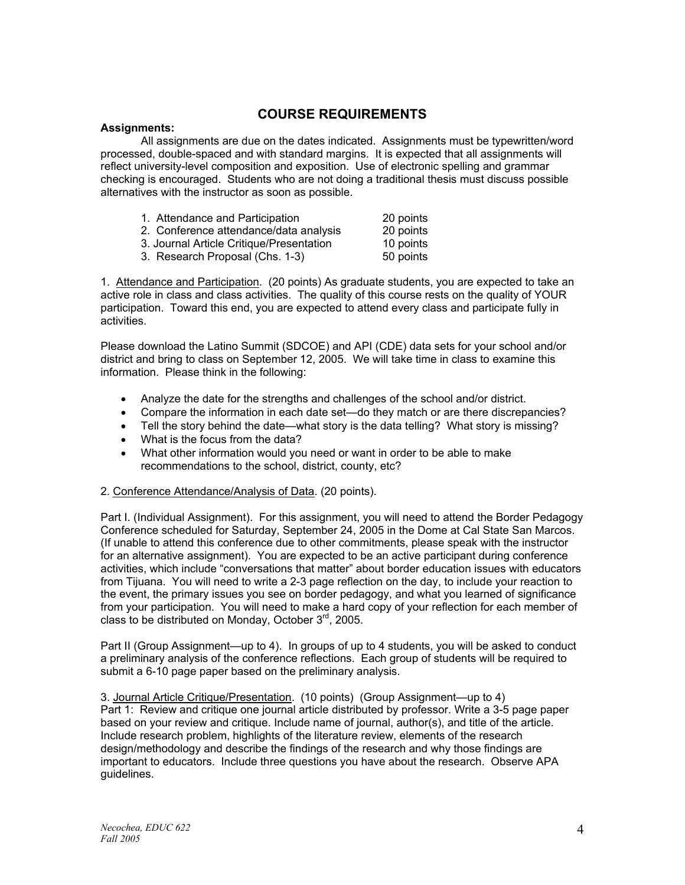## COURSE REQUIREMENTS

**Assignments:**

All assignments are due on the dates indicated. Assignments must be typewritten/word processed, double-spaced and with standard margins. It is expected that all assignments will reflect university-level composition and exposition. Use of electronic spelling and grammar checking is encouraged. Students who are not doing a traditional thesis must discuss possible alternatives with the instructor as soon as possible.

| | |
|---|---|
| 1. Attendance and Participation | 20 points |
| 2. Conference attendance/data analysis | 20 points |
| 3. Journal Article Critique/Presentation | 10 points |
| 3. Research Proposal (Chs. 1-3) | 50 points |

1. Attendance and Participation. (20 points) As graduate students, you are expected to take an active role in class and class activities. The quality of this course rests on the quality of YOUR participation. Toward this end, you are expected to attend every class and participate fully in activities.

Please download the Latino Summit (SDCOE) and API (CDE) data sets for your school and/or district and bring to class on September 12, 2005. We will take time in class to examine this information. Please think in the following:

- Analyze the date for the strengths and challenges of the school and/or district.
- Compare the information in each date set—do they match or are there discrepancies?
- Tell the story behind the date—what story is the data telling? What story is missing?
- What is the focus from the data?
- What other information would you need or want in order to be able to make recommendations to the school, district, county, etc?

2. Conference Attendance/Analysis of Data. (20 points).

Part I. (Individual Assignment). For this assignment, you will need to attend the Border Pedagogy Conference scheduled for Saturday, September 24, 2005 in the Dome at Cal State San Marcos. (If unable to attend this conference due to other commitments, please speak with the instructor for an alternative assignment). You are expected to be an active participant during conference activities, which include "conversations that matter" about border education issues with educators from Tijuana. You will need to write a 2-3 page reflection on the day, to include your reaction to the event, the primary issues you see on border pedagogy, and what you learned of significance from your participation. You will need to make a hard copy of your reflection for each member of class to be distributed on Monday, October 3rd, 2005.

Part II (Group Assignment—up to 4). In groups of up to 4 students, you will be asked to conduct a preliminary analysis of the conference reflections. Each group of students will be required to submit a 6-10 page paper based on the preliminary analysis.

3. Journal Article Critique/Presentation. (10 points) (Group Assignment—up to 4)
Part 1: Review and critique one journal article distributed by professor. Write a 3-5 page paper based on your review and critique. Include name of journal, author(s), and title of the article. Include research problem, highlights of the literature review, elements of the research design/methodology and describe the findings of the research and why those findings are important to educators. Include three questions you have about the research. Observe APA guidelines.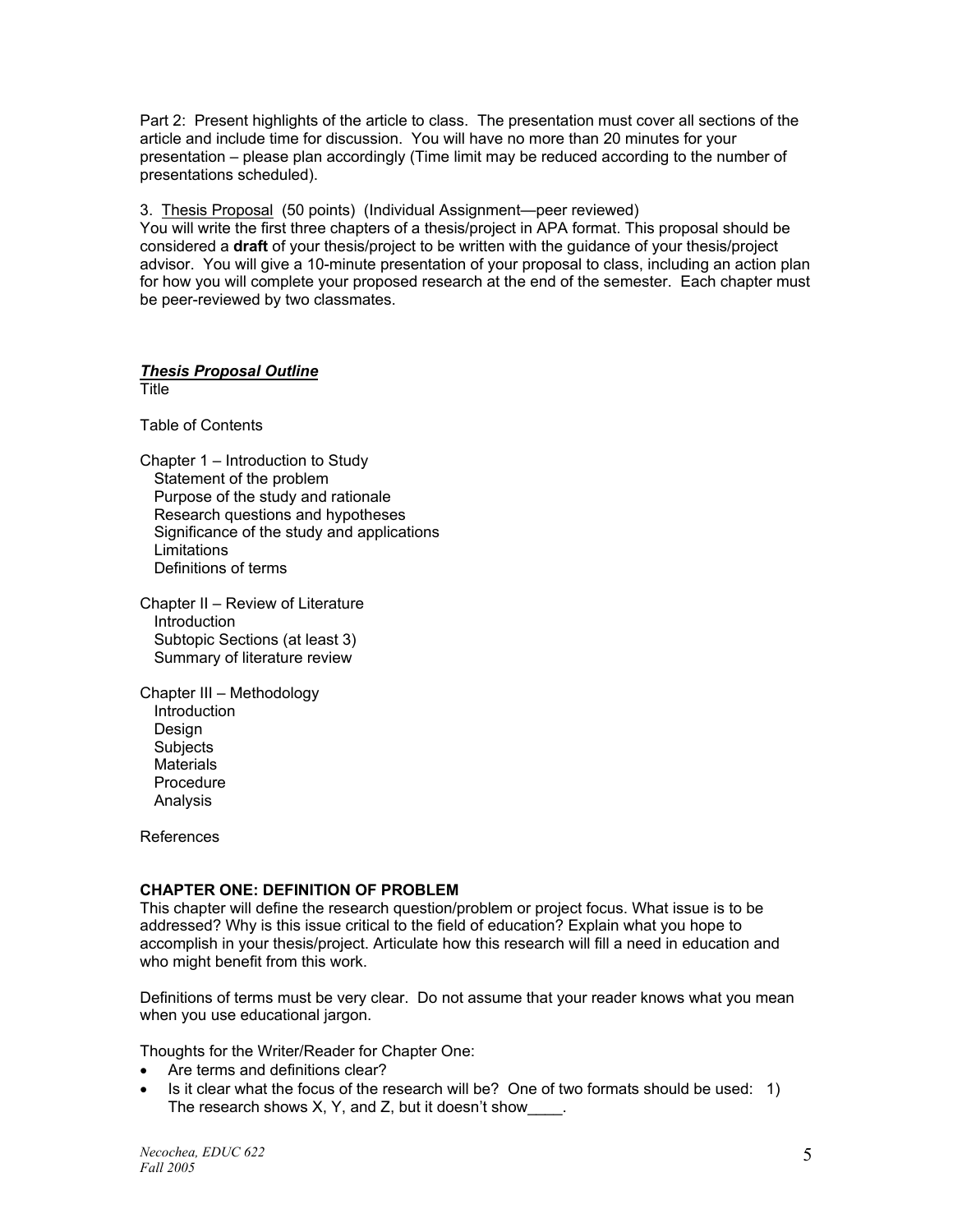Part 2: Present highlights of the article to class. The presentation must cover all sections of the article and include time for discussion. You will have no more than 20 minutes for your presentation – please plan accordingly (Time limit may be reduced according to the number of presentations scheduled).

3. Thesis Proposal (50 points) (Individual Assignment—peer reviewed)
You will write the first three chapters of a thesis/project in APA format. This proposal should be considered a **draft** of your thesis/project to be written with the guidance of your thesis/project advisor. You will give a 10-minute presentation of your proposal to class, including an action plan for how you will complete your proposed research at the end of the semester. Each chapter must be peer-reviewed by two classmates.

***Thesis Proposal Outline***

Title

Table of Contents

Chapter 1 – Introduction to Study
- Statement of the problem
- Purpose of the study and rationale
- Research questions and hypotheses
- Significance of the study and applications
- Limitations
- Definitions of terms

Chapter II – Review of Literature
- Introduction
- Subtopic Sections (at least 3)
- Summary of literature review

Chapter III – Methodology
- Introduction
- Design
- Subjects
- Materials
- Procedure
- Analysis

References

**CHAPTER ONE: DEFINITION OF PROBLEM**

This chapter will define the research question/problem or project focus. What issue is to be addressed? Why is this issue critical to the field of education? Explain what you hope to accomplish in your thesis/project. Articulate how this research will fill a need in education and who might benefit from this work.

Definitions of terms must be very clear. Do not assume that your reader knows what you mean when you use educational jargon.

Thoughts for the Writer/Reader for Chapter One:

- Are terms and definitions clear?
- Is it clear what the focus of the research will be? One of two formats should be used: 1) The research shows X, Y, and Z, but it doesn't show____.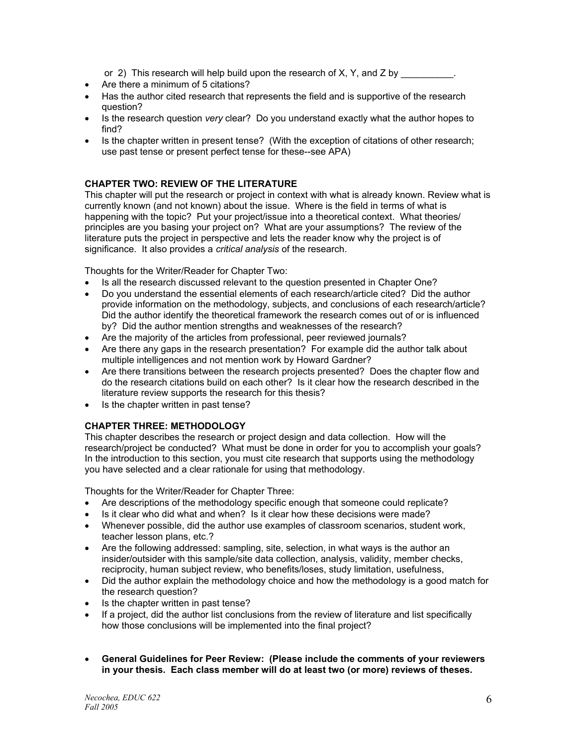or 2) This research will help build upon the research of X, Y, and Z by __________.

- Are there a minimum of 5 citations?
- Has the author cited research that represents the field and is supportive of the research question?
- Is the research question *very* clear? Do you understand exactly what the author hopes to find?
- Is the chapter written in present tense? (With the exception of citations of other research; use past tense or present perfect tense for these--see APA)

**CHAPTER TWO: REVIEW OF THE LITERATURE**

This chapter will put the research or project in context with what is already known. Review what is currently known (and not known) about the issue. Where is the field in terms of what is happening with the topic? Put your project/issue into a theoretical context. What theories/ principles are you basing your project on? What are your assumptions? The review of the literature puts the project in perspective and lets the reader know why the project is of significance. It also provides a *critical analysis* of the research.

Thoughts for the Writer/Reader for Chapter Two:

- Is all the research discussed relevant to the question presented in Chapter One?
- Do you understand the essential elements of each research/article cited? Did the author provide information on the methodology, subjects, and conclusions of each research/article? Did the author identify the theoretical framework the research comes out of or is influenced by? Did the author mention strengths and weaknesses of the research?
- Are the majority of the articles from professional, peer reviewed journals?
- Are there any gaps in the research presentation? For example did the author talk about multiple intelligences and not mention work by Howard Gardner?
- Are there transitions between the research projects presented? Does the chapter flow and do the research citations build on each other? Is it clear how the research described in the literature review supports the research for this thesis?
- Is the chapter written in past tense?

**CHAPTER THREE: METHODOLOGY**

This chapter describes the research or project design and data collection. How will the research/project be conducted? What must be done in order for you to accomplish your goals? In the introduction to this section, you must cite research that supports using the methodology you have selected and a clear rationale for using that methodology.

Thoughts for the Writer/Reader for Chapter Three:

- Are descriptions of the methodology specific enough that someone could replicate?
- Is it clear who did what and when? Is it clear how these decisions were made?
- Whenever possible, did the author use examples of classroom scenarios, student work, teacher lesson plans, etc.?
- Are the following addressed: sampling, site, selection, in what ways is the author an insider/outsider with this sample/site data collection, analysis, validity, member checks, reciprocity, human subject review, who benefits/loses, study limitation, usefulness,
- Did the author explain the methodology choice and how the methodology is a good match for the research question?
- Is the chapter written in past tense?
- If a project, did the author list conclusions from the review of literature and list specifically how those conclusions will be implemented into the final project?

- **General Guidelines for Peer Review: (Please include the comments of your reviewers in your thesis. Each class member will do at least two (or more) reviews of theses.**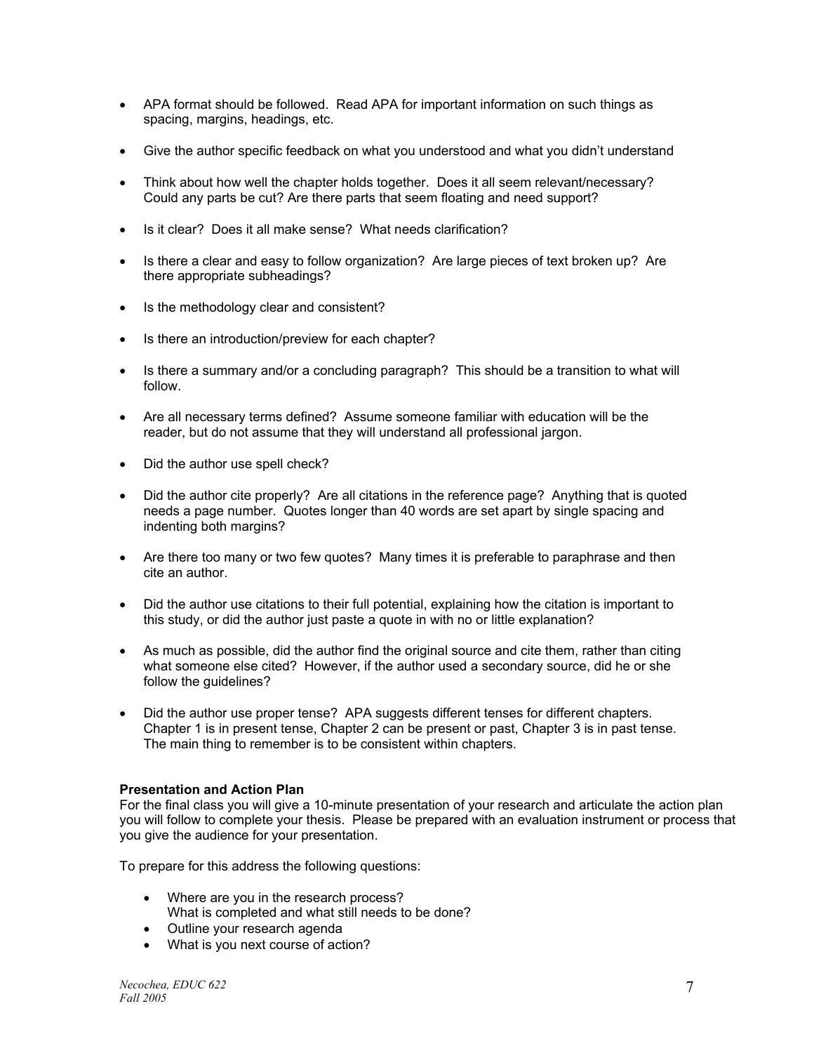- APA format should be followed. Read APA for important information on such things as spacing, margins, headings, etc.
- Give the author specific feedback on what you understood and what you didn't understand
- Think about how well the chapter holds together. Does it all seem relevant/necessary? Could any parts be cut? Are there parts that seem floating and need support?
- Is it clear? Does it all make sense? What needs clarification?
- Is there a clear and easy to follow organization? Are large pieces of text broken up? Are there appropriate subheadings?
- Is the methodology clear and consistent?
- Is there an introduction/preview for each chapter?
- Is there a summary and/or a concluding paragraph? This should be a transition to what will follow.
- Are all necessary terms defined? Assume someone familiar with education will be the reader, but do not assume that they will understand all professional jargon.
- Did the author use spell check?
- Did the author cite properly? Are all citations in the reference page? Anything that is quoted needs a page number. Quotes longer than 40 words are set apart by single spacing and indenting both margins?
- Are there too many or two few quotes? Many times it is preferable to paraphrase and then cite an author.
- Did the author use citations to their full potential, explaining how the citation is important to this study, or did the author just paste a quote in with no or little explanation?
- As much as possible, did the author find the original source and cite them, rather than citing what someone else cited? However, if the author used a secondary source, did he or she follow the guidelines?
- Did the author use proper tense? APA suggests different tenses for different chapters. Chapter 1 is in present tense, Chapter 2 can be present or past, Chapter 3 is in past tense. The main thing to remember is to be consistent within chapters.

**Presentation and Action Plan**

For the final class you will give a 10-minute presentation of your research and articulate the action plan you will follow to complete your thesis. Please be prepared with an evaluation instrument or process that you give the audience for your presentation.

To prepare for this address the following questions:

- Where are you in the research process?
  What is completed and what still needs to be done?
- Outline your research agenda
- What is you next course of action?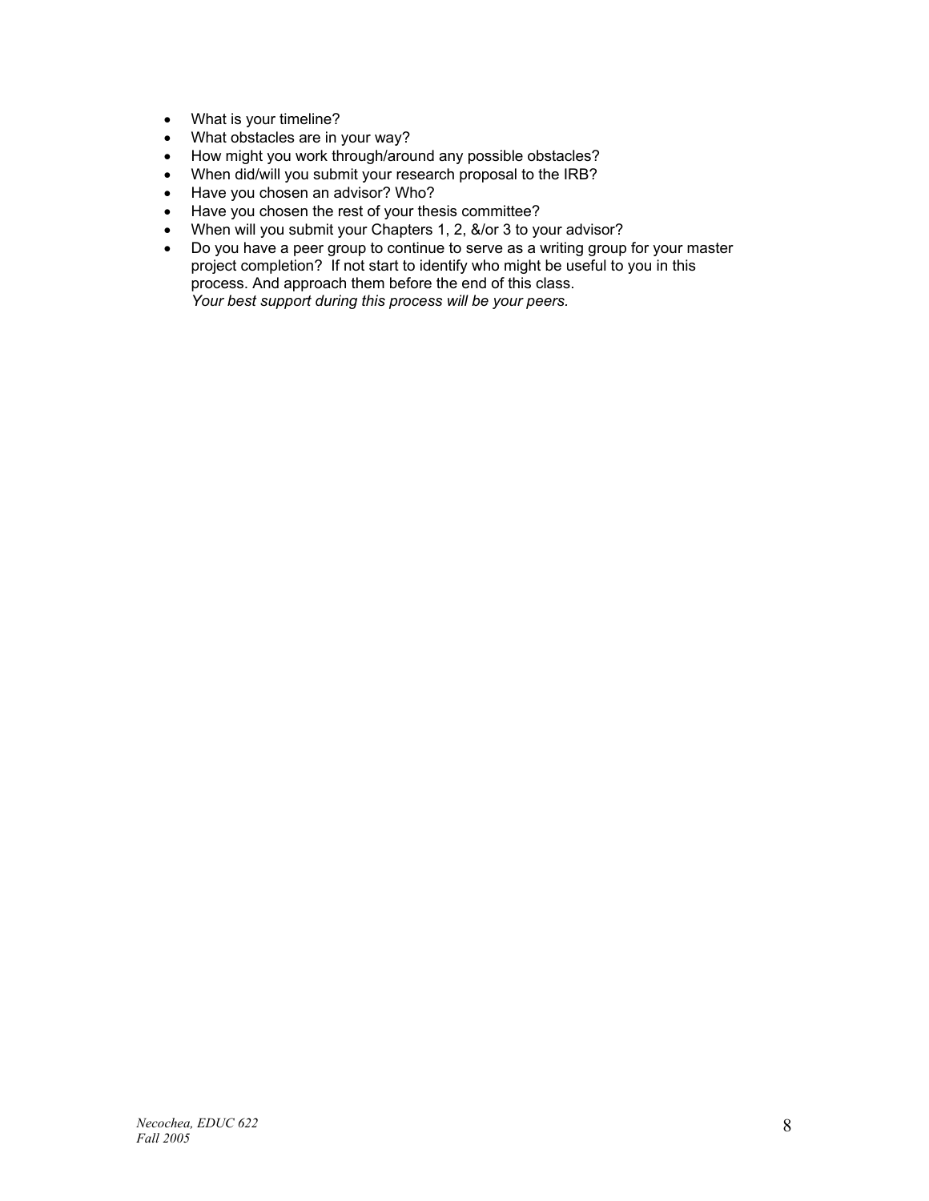- What is your timeline?
- What obstacles are in your way?
- How might you work through/around any possible obstacles?
- When did/will you submit your research proposal to the IRB?
- Have you chosen an advisor? Who?
- Have you chosen the rest of your thesis committee?
- When will you submit your Chapters 1, 2, &/or 3 to your advisor?
- Do you have a peer group to continue to serve as a writing group for your master project completion? If not start to identify who might be useful to you in this process. And approach them before the end of this class.
  *Your best support during this process will be your peers.*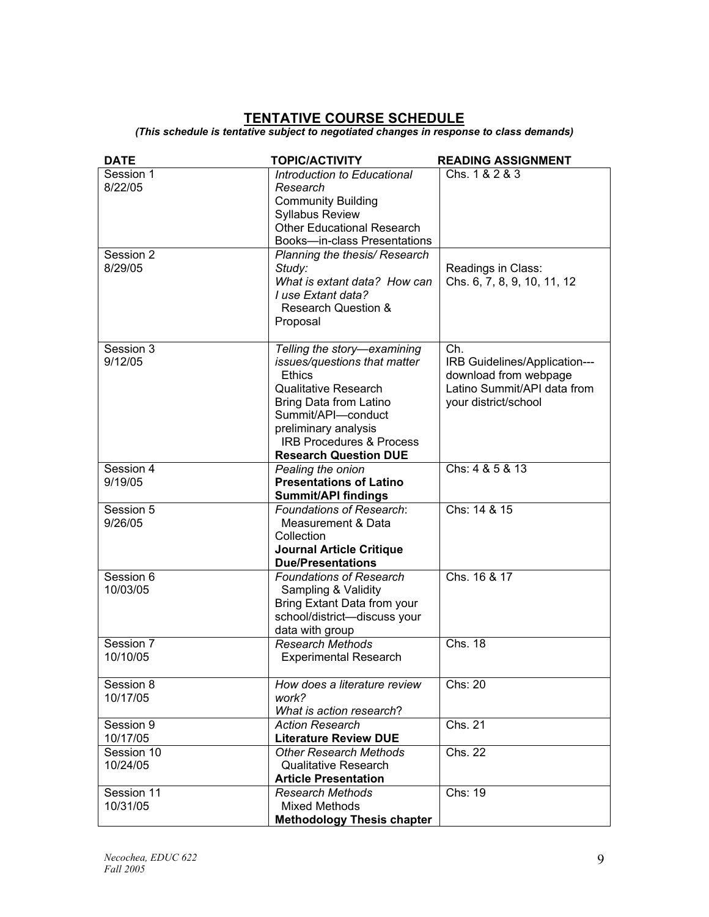## TENTATIVE COURSE SCHEDULE

***(This schedule is tentative subject to negotiated changes in response to class demands)***

| DATE | TOPIC/ACTIVITY | READING ASSIGNMENT |
|---|---|---|
| Session 1<br>8/22/05 | *Introduction to Educational Research*<br>Community Building<br>Syllabus Review<br>Other Educational Research Books—in-class Presentations | Chs. 1 & 2 & 3 |
| Session 2<br>8/29/05 | *Planning the thesis/ Research Study:*<br>*What is extant data? How can I use Extant data?*<br>Research Question & Proposal | Readings in Class:<br>Chs. 6, 7, 8, 9, 10, 11, 12 |
| Session 3<br>9/12/05 | *Telling the story—examining issues/questions that matter*<br>Ethics<br>Qualitative Research<br>Bring Data from Latino Summit/API—conduct preliminary analysis<br>IRB Procedures & Process<br>**Research Question DUE** | Ch.<br>IRB Guidelines/Application---download from webpage<br>Latino Summit/API data from your district/school |
| Session 4<br>9/19/05 | *Pealing the onion*<br>**Presentations of Latino Summit/API findings** | Chs: 4 & 5 & 13 |
| Session 5<br>9/26/05 | *Foundations of Research*:<br>Measurement & Data Collection<br>**Journal Article Critique Due/Presentations** | Chs: 14 & 15 |
| Session 6<br>10/03/05 | *Foundations of Research*<br>Sampling & Validity<br>Bring Extant Data from your school/district—discuss your data with group | Chs. 16 & 17 |
| Session 7<br>10/10/05 | *Research Methods*<br>Experimental Research | Chs. 18 |
| Session 8<br>10/17/05 | *How does a literature review work?*<br>*What is action research*? | Chs: 20 |
| Session 9<br>10/17/05 | *Action Research*<br>**Literature Review DUE** | Chs. 21 |
| Session 10<br>10/24/05 | *Other Research Methods*<br>Qualitative Research<br>**Article Presentation** | Chs. 22 |
| Session 11<br>10/31/05 | *Research Methods*<br>Mixed Methods<br>**Methodology Thesis chapter** | Chs: 19 |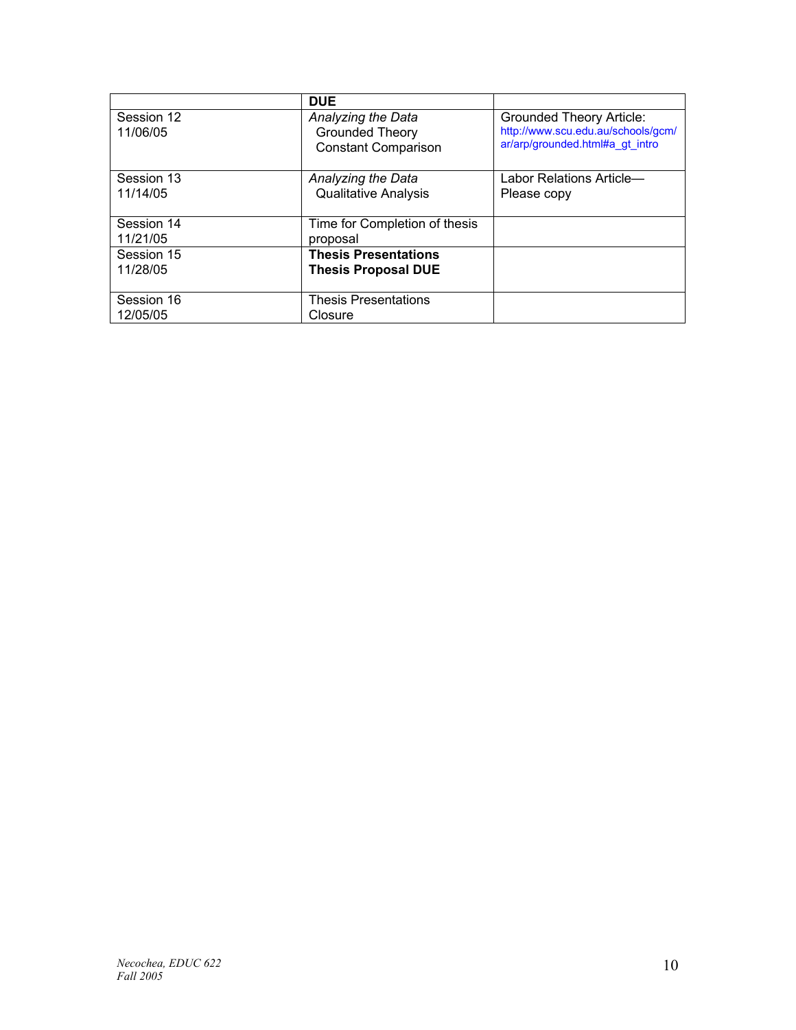| | **DUE** | |
|---|---|---|
| Session 12<br>11/06/05 | *Analyzing the Data*<br>Grounded Theory<br>Constant Comparison | Grounded Theory Article:<br>http://www.scu.edu.au/schools/gcm/ar/arp/grounded.html#a_gt_intro |
| Session 13<br>11/14/05 | *Analyzing the Data*<br>Qualitative Analysis | Labor Relations Article—<br>Please copy |
| Session 14<br>11/21/05 | Time for Completion of thesis proposal | |
| Session 15<br>11/28/05 | **Thesis Presentations**<br>**Thesis Proposal DUE** | |
| Session 16<br>12/05/05 | Thesis Presentations<br>Closure | |